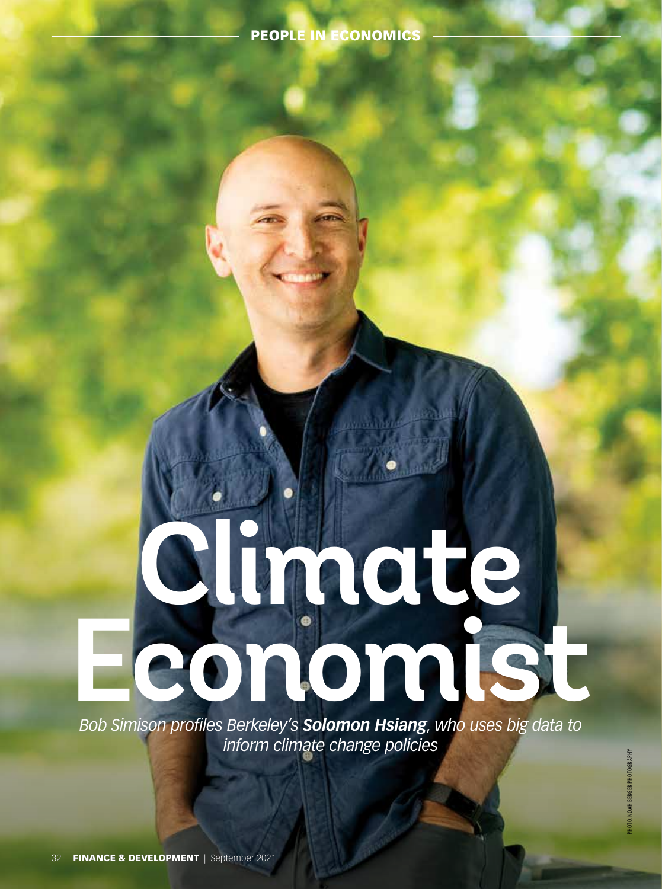PEOPLE IN ECONOMICS

# Climate Economist

*Bob Simison profiles Berkeley's **Solomon Hsiang**, who uses big data to inform climate change policies*

PHOTO: NOAH BERGER PHOTOGRAPHY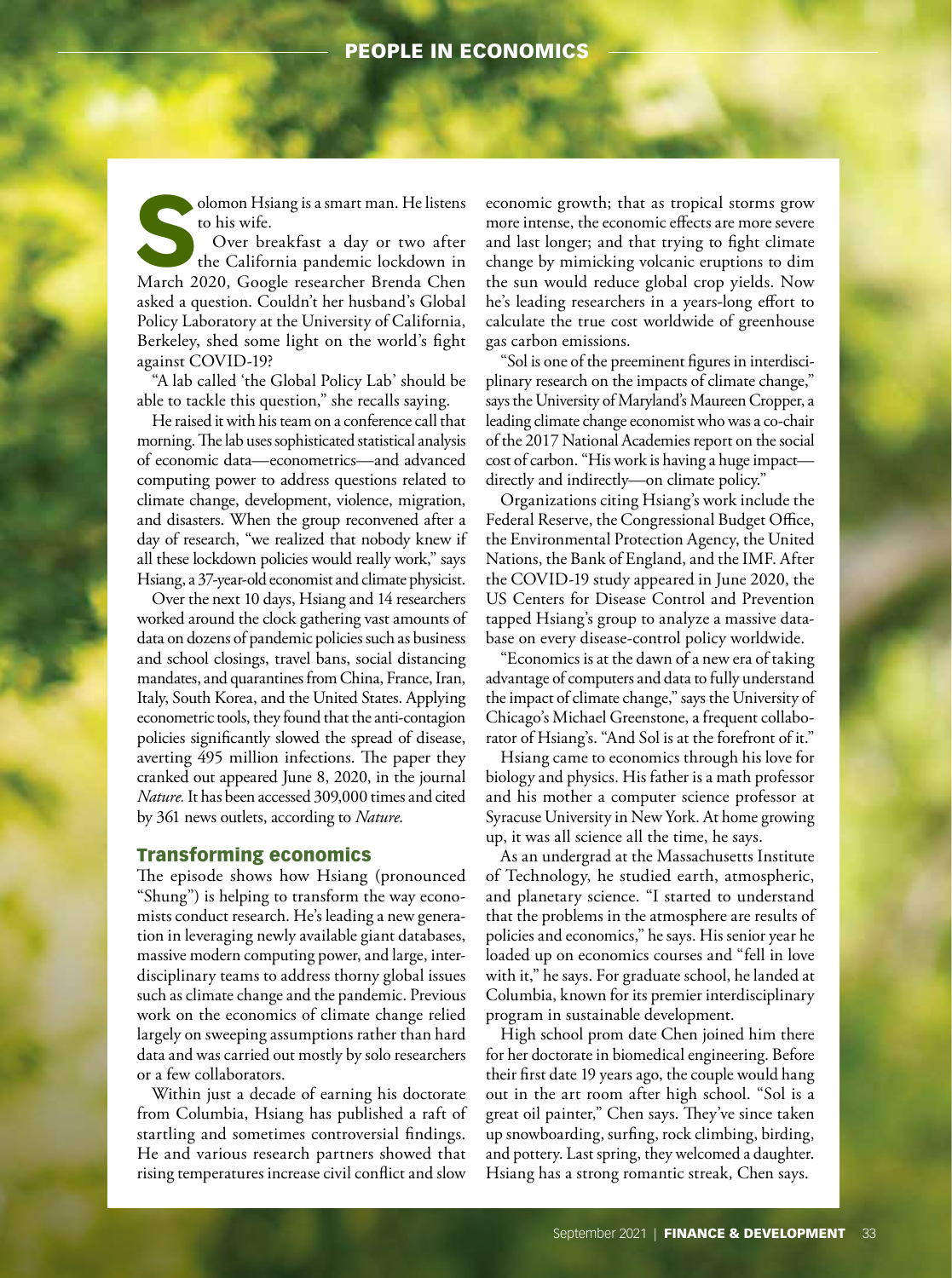Solomon Hsiang is a smart man. He listens to his wife.

Over breakfast a day or two after the California pandemic lockdown in March 2020, Google researcher Brenda Chen asked a question. Couldn't her husband's Global Policy Laboratory at the University of California, Berkeley, shed some light on the world's fight against COVID-19?

"A lab called 'the Global Policy Lab' should be able to tackle this question," she recalls saying.

He raised it with his team on a conference call that morning. The lab uses sophisticated statistical analysis of economic data—econometrics—and advanced computing power to address questions related to climate change, development, violence, migration, and disasters. When the group reconvened after a day of research, "we realized that nobody knew if all these lockdown policies would really work," says Hsiang, a 37-year-old economist and climate physicist.

Over the next 10 days, Hsiang and 14 researchers worked around the clock gathering vast amounts of data on dozens of pandemic policies such as business and school closings, travel bans, social distancing mandates, and quarantines from China, France, Iran, Italy, South Korea, and the United States. Applying econometric tools, they found that the anti-contagion policies significantly slowed the spread of disease, averting 495 million infections. The paper they cranked out appeared June 8, 2020, in the journal *Nature.* It has been accessed 309,000 times and cited by 361 news outlets, according to *Nature.*

## Transforming economics

The episode shows how Hsiang (pronounced "Shung") is helping to transform the way economists conduct research. He's leading a new generation in leveraging newly available giant databases, massive modern computing power, and large, interdisciplinary teams to address thorny global issues such as climate change and the pandemic. Previous work on the economics of climate change relied largely on sweeping assumptions rather than hard data and was carried out mostly by solo researchers or a few collaborators.

Within just a decade of earning his doctorate from Columbia, Hsiang has published a raft of startling and sometimes controversial findings. He and various research partners showed that rising temperatures increase civil conflict and slow economic growth; that as tropical storms grow more intense, the economic effects are more severe and last longer; and that trying to fight climate change by mimicking volcanic eruptions to dim the sun would reduce global crop yields. Now he's leading researchers in a years-long effort to calculate the true cost worldwide of greenhouse gas carbon emissions.

"Sol is one of the preeminent figures in interdisciplinary research on the impacts of climate change," says the University of Maryland's Maureen Cropper, a leading climate change economist who was a co-chair of the 2017 National Academies report on the social cost of carbon. "His work is having a huge impact—directly and indirectly—on climate policy."

Organizations citing Hsiang's work include the Federal Reserve, the Congressional Budget Office, the Environmental Protection Agency, the United Nations, the Bank of England, and the IMF. After the COVID-19 study appeared in June 2020, the US Centers for Disease Control and Prevention tapped Hsiang's group to analyze a massive database on every disease-control policy worldwide.

"Economics is at the dawn of a new era of taking advantage of computers and data to fully understand the impact of climate change," says the University of Chicago's Michael Greenstone, a frequent collaborator of Hsiang's. "And Sol is at the forefront of it."

Hsiang came to economics through his love for biology and physics. His father is a math professor and his mother a computer science professor at Syracuse University in New York. At home growing up, it was all science all the time, he says.

As an undergrad at the Massachusetts Institute of Technology, he studied earth, atmospheric, and planetary science. "I started to understand that the problems in the atmosphere are results of policies and economics," he says. His senior year he loaded up on economics courses and "fell in love with it," he says. For graduate school, he landed at Columbia, known for its premier interdisciplinary program in sustainable development.

High school prom date Chen joined him there for her doctorate in biomedical engineering. Before their first date 19 years ago, the couple would hang out in the art room after high school. "Sol is a great oil painter," Chen says. They've since taken up snowboarding, surfing, rock climbing, birding, and pottery. Last spring, they welcomed a daughter. Hsiang has a strong romantic streak, Chen says.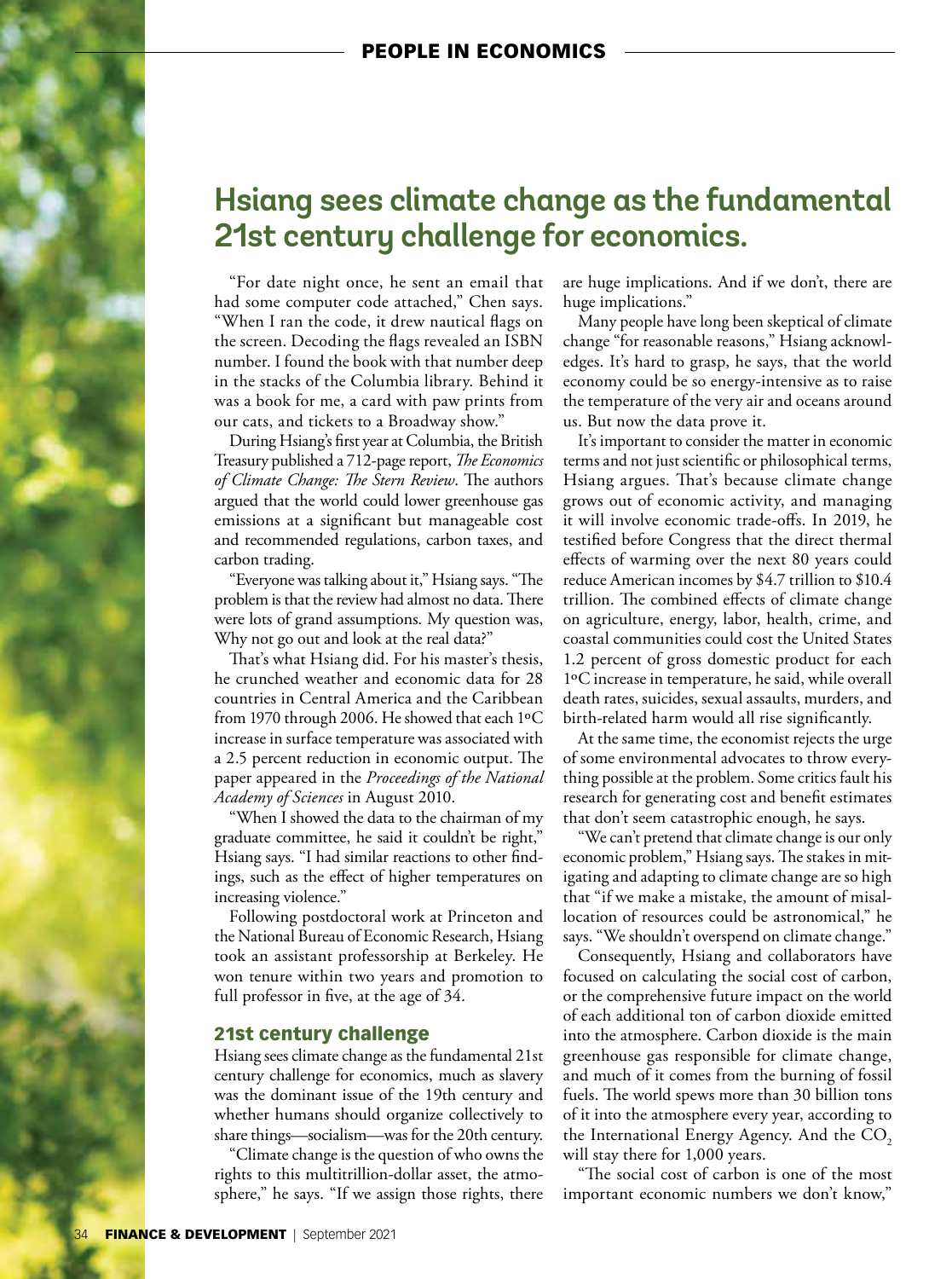# Hsiang sees climate change as the fundamental 21st century challenge for economics.

"For date night once, he sent an email that had some computer code attached," Chen says. "When I ran the code, it drew nautical flags on the screen. Decoding the flags revealed an ISBN number. I found the book with that number deep in the stacks of the Columbia library. Behind it was a book for me, a card with paw prints from our cats, and tickets to a Broadway show."

During Hsiang's first year at Columbia, the British Treasury published a 712-page report, *The Economics of Climate Change: The Stern Review*. The authors argued that the world could lower greenhouse gas emissions at a significant but manageable cost and recommended regulations, carbon taxes, and carbon trading.

"Everyone was talking about it," Hsiang says. "The problem is that the review had almost no data. There were lots of grand assumptions. My question was, Why not go out and look at the real data?"

That's what Hsiang did. For his master's thesis, he crunched weather and economic data for 28 countries in Central America and the Caribbean from 1970 through 2006. He showed that each 1ºC increase in surface temperature was associated with a 2.5 percent reduction in economic output. The paper appeared in the *Proceedings of the National Academy of Sciences* in August 2010.

"When I showed the data to the chairman of my graduate committee, he said it couldn't be right," Hsiang says. "I had similar reactions to other findings, such as the effect of higher temperatures on increasing violence."

Following postdoctoral work at Princeton and the National Bureau of Economic Research, Hsiang took an assistant professorship at Berkeley. He won tenure within two years and promotion to full professor in five, at the age of 34.

## 21st century challenge

Hsiang sees climate change as the fundamental 21st century challenge for economics, much as slavery was the dominant issue of the 19th century and whether humans should organize collectively to share things—socialism—was for the 20th century.

"Climate change is the question of who owns the rights to this multitrillion-dollar asset, the atmosphere," he says. "If we assign those rights, there are huge implications. And if we don't, there are huge implications."

Many people have long been skeptical of climate change "for reasonable reasons," Hsiang acknowledges. It's hard to grasp, he says, that the world economy could be so energy-intensive as to raise the temperature of the very air and oceans around us. But now the data prove it.

It's important to consider the matter in economic terms and not just scientific or philosophical terms, Hsiang argues. That's because climate change grows out of economic activity, and managing it will involve economic trade-offs. In 2019, he testified before Congress that the direct thermal effects of warming over the next 80 years could reduce American incomes by $4.7 trillion to $10.4 trillion. The combined effects of climate change on agriculture, energy, labor, health, crime, and coastal communities could cost the United States 1.2 percent of gross domestic product for each 1ºC increase in temperature, he said, while overall death rates, suicides, sexual assaults, murders, and birth-related harm would all rise significantly.

At the same time, the economist rejects the urge of some environmental advocates to throw everything possible at the problem. Some critics fault his research for generating cost and benefit estimates that don't seem catastrophic enough, he says.

"We can't pretend that climate change is our only economic problem," Hsiang says. The stakes in mitigating and adapting to climate change are so high that "if we make a mistake, the amount of misallocation of resources could be astronomical," he says. "We shouldn't overspend on climate change."

Consequently, Hsiang and collaborators have focused on calculating the social cost of carbon, or the comprehensive future impact on the world of each additional ton of carbon dioxide emitted into the atmosphere. Carbon dioxide is the main greenhouse gas responsible for climate change, and much of it comes from the burning of fossil fuels. The world spews more than 30 billion tons of it into the atmosphere every year, according to the International Energy Agency. And the $CO_2$ will stay there for 1,000 years.

"The social cost of carbon is one of the most important economic numbers we don't know,"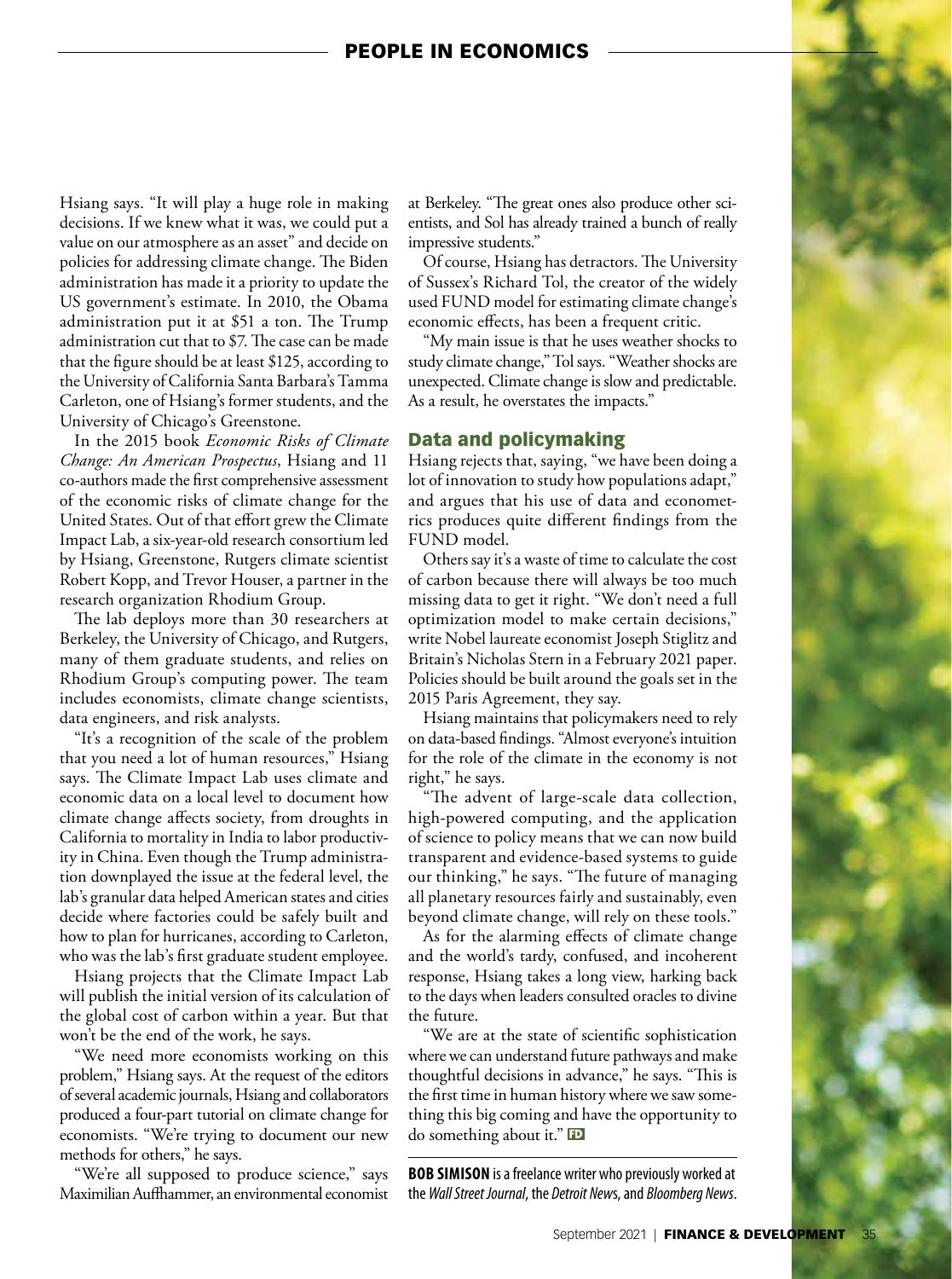Hsiang says. "It will play a huge role in making decisions. If we knew what it was, we could put a value on our atmosphere as an asset" and decide on policies for addressing climate change. The Biden administration has made it a priority to update the US government's estimate. In 2010, the Obama administration put it at $51 a ton. The Trump administration cut that to $7. The case can be made that the figure should be at least $125, according to the University of California Santa Barbara's Tamma Carleton, one of Hsiang's former students, and the University of Chicago's Greenstone.

In the 2015 book *Economic Risks of Climate Change: An American Prospectus*, Hsiang and 11 co-authors made the first comprehensive assessment of the economic risks of climate change for the United States. Out of that effort grew the Climate Impact Lab, a six-year-old research consortium led by Hsiang, Greenstone, Rutgers climate scientist Robert Kopp, and Trevor Houser, a partner in the research organization Rhodium Group.

The lab deploys more than 30 researchers at Berkeley, the University of Chicago, and Rutgers, many of them graduate students, and relies on Rhodium Group's computing power. The team includes economists, climate change scientists, data engineers, and risk analysts.

"It's a recognition of the scale of the problem that you need a lot of human resources," Hsiang says. The Climate Impact Lab uses climate and economic data on a local level to document how climate change affects society, from droughts in California to mortality in India to labor productivity in China. Even though the Trump administration downplayed the issue at the federal level, the lab's granular data helped American states and cities decide where factories could be safely built and how to plan for hurricanes, according to Carleton, who was the lab's first graduate student employee.

Hsiang projects that the Climate Impact Lab will publish the initial version of its calculation of the global cost of carbon within a year. But that won't be the end of the work, he says.

"We need more economists working on this problem," Hsiang says. At the request of the editors of several academic journals, Hsiang and collaborators produced a four-part tutorial on climate change for economists. "We're trying to document our new methods for others," he says.

"We're all supposed to produce science," says Maximilian Auffhammer, an environmental economist at Berkeley. "The great ones also produce other scientists, and Sol has already trained a bunch of really impressive students."

Of course, Hsiang has detractors. The University of Sussex's Richard Tol, the creator of the widely used FUND model for estimating climate change's economic effects, has been a frequent critic.

"My main issue is that he uses weather shocks to study climate change," Tol says. "Weather shocks are unexpected. Climate change is slow and predictable. As a result, he overstates the impacts."

## Data and policymaking

Hsiang rejects that, saying, "we have been doing a lot of innovation to study how populations adapt," and argues that his use of data and econometrics produces quite different findings from the FUND model.

Others say it's a waste of time to calculate the cost of carbon because there will always be too much missing data to get it right. "We don't need a full optimization model to make certain decisions," write Nobel laureate economist Joseph Stiglitz and Britain's Nicholas Stern in a February 2021 paper. Policies should be built around the goals set in the 2015 Paris Agreement, they say.

Hsiang maintains that policymakers need to rely on data-based findings. "Almost everyone's intuition for the role of the climate in the economy is not right," he says.

"The advent of large-scale data collection, high-powered computing, and the application of science to policy means that we can now build transparent and evidence-based systems to guide our thinking," he says. "The future of managing all planetary resources fairly and sustainably, even beyond climate change, will rely on these tools."

As for the alarming effects of climate change and the world's tardy, confused, and incoherent response, Hsiang takes a long view, harking back to the days when leaders consulted oracles to divine the future.

"We are at the state of scientific sophistication where we can understand future pathways and make thoughtful decisions in advance," he says. "This is the first time in human history where we saw something this big coming and have the opportunity to do something about it."

**BOB SIMISON** is a freelance writer who previously worked at the *Wall Street Journal*, the *Detroit News*, and *Bloomberg News*.